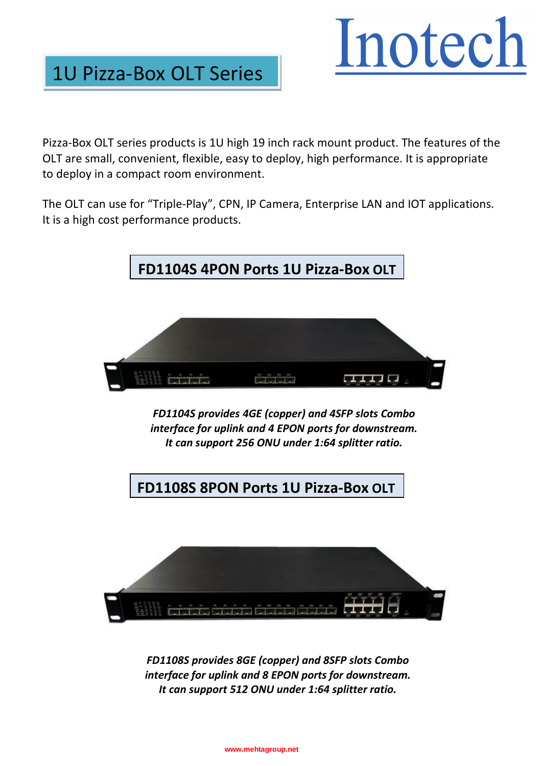# 1U Pizza-Box OLT Series

Inotech

Pizza-Box OLT series products is 1U high 19 inch rack mount product. The features of the OLT are small, convenient, flexible, easy to deploy, high performance. It is appropriate to deploy in a compact room environment.

The OLT can use for “Triple-Play”, CPN, IP Camera, Enterprise LAN and IOT applications. It is a high cost performance products.

## FD1104S 4PON Ports 1U Pizza-Box OLT

***FD1104S provides 4GE (copper) and 4SFP slots Combo interface for uplink and 4 EPON ports for downstream. It can support 256 ONU under 1:64 splitter ratio.***

## FD1108S 8PON Ports 1U Pizza-Box OLT

***FD1108S provides 8GE (copper) and 8SFP slots Combo interface for uplink and 8 EPON ports for downstream. It can support 512 ONU under 1:64 splitter ratio.***

www.mehtagroup.net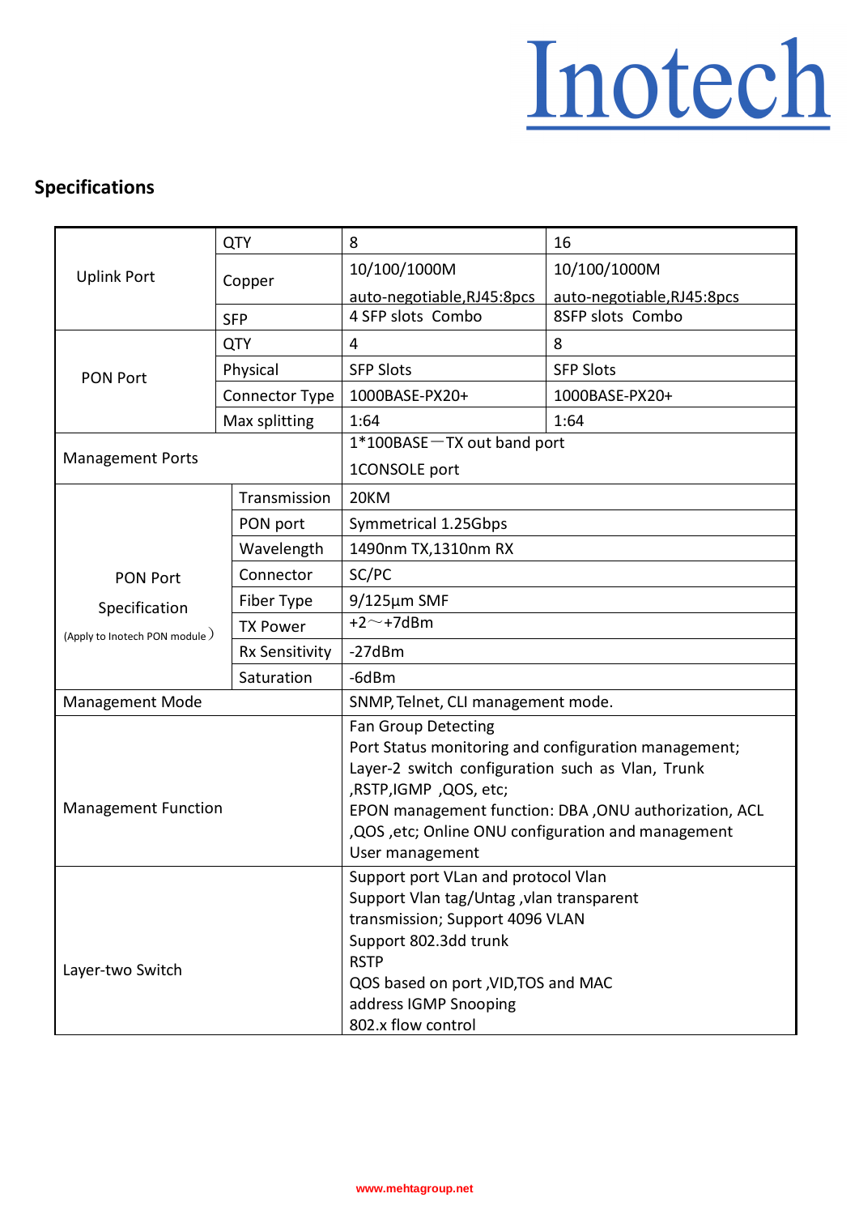## Specifications

| | | | |
|---|---|---|---|
| Uplink Port | QTY | 8 | 16 |
| | Copper | 10/100/1000M auto-negotiable,RJ45:8pcs | 10/100/1000M auto-negotiable,RJ45:8pcs |
| | SFP | 4 SFP slots Combo | 8SFP slots Combo |
| PON Port | QTY | 4 | 8 |
| | Physical | SFP Slots | SFP Slots |
| | Connector Type | 1000BASE-PX20+ | 1000BASE-PX20+ |
| | Max splitting | 1:64 | 1:64 |
| Management Ports | | 1*100BASE－TX out band port<br>1CONSOLE port | |
| PON Port Specification (Apply to Inotech PON module） | Transmission | 20KM | |
| | PON port | Symmetrical 1.25Gbps | |
| | Wavelength | 1490nm TX,1310nm RX | |
| | Connector | SC/PC | |
| | Fiber Type | 9/125μm SMF | |
| | TX Power | +2～+7dBm | |
| | Rx Sensitivity | -27dBm | |
| | Saturation | -6dBm | |
| Management Mode | | SNMP, Telnet, CLI management mode. | |
| Management Function | | Fan Group Detecting<br>Port Status monitoring and configuration management;<br>Layer-2 switch configuration such as Vlan, Trunk ,RSTP,IGMP ,QOS, etc;<br>EPON management function: DBA ,ONU authorization, ACL ,QOS ,etc; Online ONU configuration and management<br>User management | |
| Layer-two Switch | | Support port VLan and protocol Vlan<br>Support Vlan tag/Untag ,vlan transparent transmission; Support 4096 VLAN<br>Support 802.3dd trunk<br>RSTP<br>QOS based on port ,VID,TOS and MAC address IGMP Snooping<br>802.x flow control | |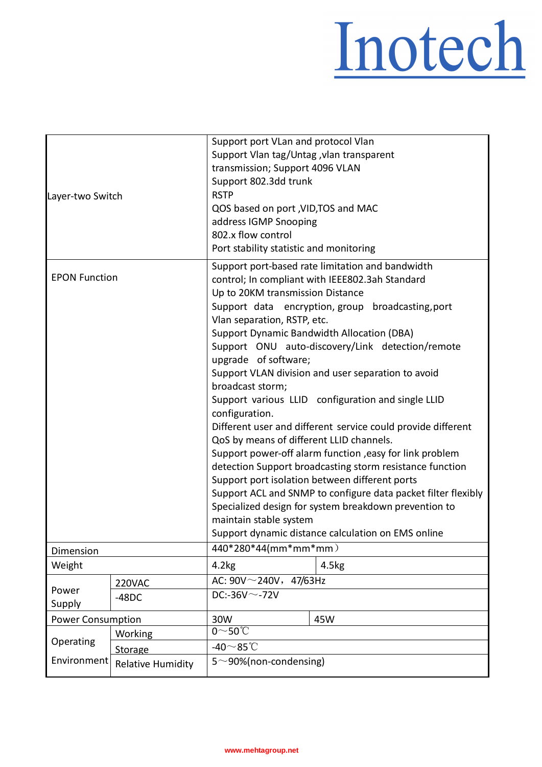# Inotech

| | | | |
|---|---|---|---|
| Layer-two Switch | | Support port VLan and protocol Vlan<br>Support Vlan tag/Untag ,vlan transparent transmission; Support 4096 VLAN<br>Support 802.3dd trunk<br>RSTP<br>QOS based on port ,VID,TOS and MAC address IGMP Snooping<br>802.x flow control<br>Port stability statistic and monitoring | |
| EPON Function | | Support port-based rate limitation and bandwidth control; In compliant with IEEE802.3ah Standard<br>Up to 20KM transmission Distance<br>Support data encryption, group broadcasting,port Vlan separation, RSTP, etc.<br>Support Dynamic Bandwidth Allocation (DBA)<br>Support ONU auto-discovery/Link detection/remote upgrade of software;<br>Support VLAN division and user separation to avoid broadcast storm;<br>Support various LLID configuration and single LLID configuration.<br>Different user and different service could provide different QoS by means of different LLID channels.<br>Support power-off alarm function ,easy for link problem detection Support broadcasting storm resistance function<br>Support port isolation between different ports<br>Support ACL and SNMP to configure data packet filter flexibly<br>Specialized design for system breakdown prevention to maintain stable system<br>Support dynamic distance calculation on EMS online | |
| Dimension | | 440*280*44(mm*mm*mm） | |
| Weight | | 4.2kg | 4.5kg |
| Power Supply | 220VAC | AC: 90V～240V，47/63Hz | |
| | -48DC | DC:-36V～-72V | |
| Power Consumption | | 30W | 45W |
| Operating Environment | Working | 0～50℃ | |
| | Storage | -40～85℃ | |
| | Relative Humidity | 5～90%(non-condensing) | |

www.mehtagroup.net